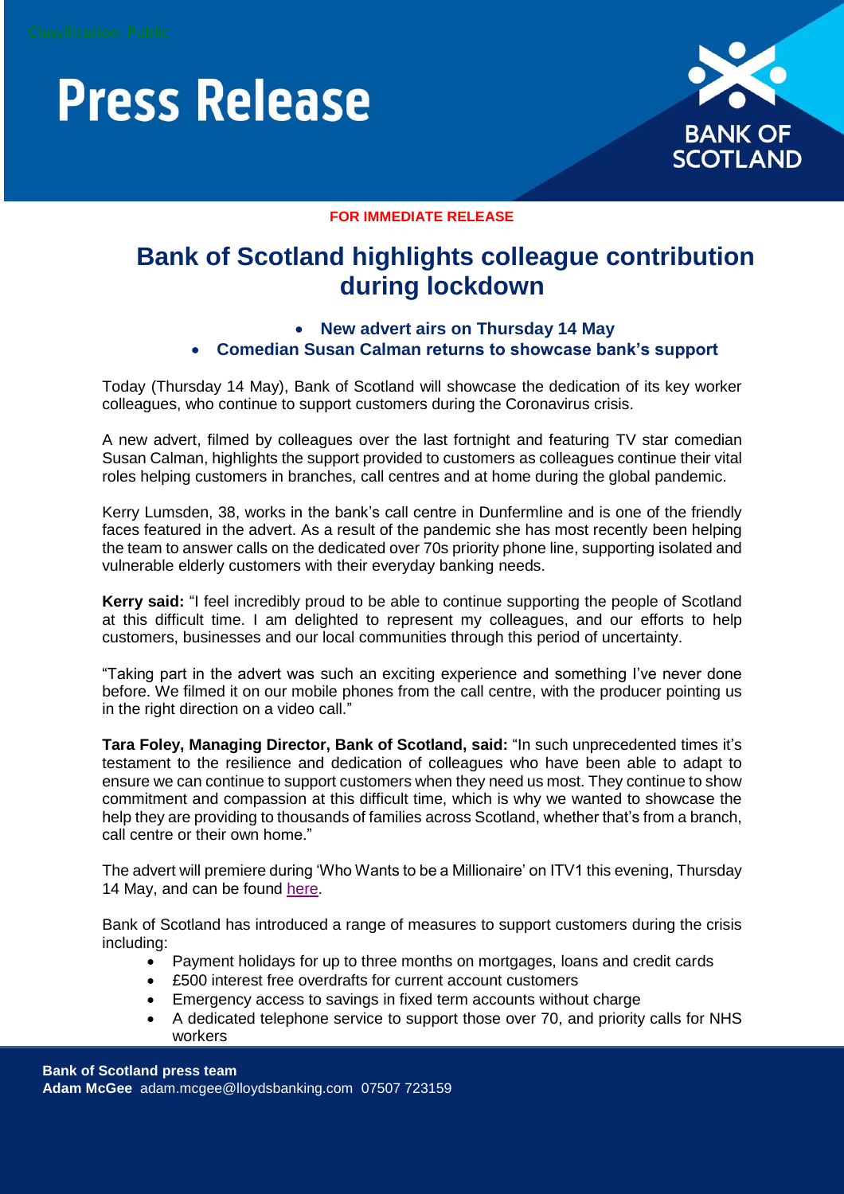Classification: Public

# Press Release

BANK OF SCOTLAND

**FOR IMMEDIATE RELEASE**

## Bank of Scotland highlights colleague contribution during lockdown

- **New advert airs on Thursday 14 May**
- **Comedian Susan Calman returns to showcase bank's support**

Today (Thursday 14 May), Bank of Scotland will showcase the dedication of its key worker colleagues, who continue to support customers during the Coronavirus crisis.

A new advert, filmed by colleagues over the last fortnight and featuring TV star comedian Susan Calman, highlights the support provided to customers as colleagues continue their vital roles helping customers in branches, call centres and at home during the global pandemic.

Kerry Lumsden, 38, works in the bank's call centre in Dunfermline and is one of the friendly faces featured in the advert. As a result of the pandemic she has most recently been helping the team to answer calls on the dedicated over 70s priority phone line, supporting isolated and vulnerable elderly customers with their everyday banking needs.

**Kerry said:** "I feel incredibly proud to be able to continue supporting the people of Scotland at this difficult time. I am delighted to represent my colleagues, and our efforts to help customers, businesses and our local communities through this period of uncertainty.

"Taking part in the advert was such an exciting experience and something I've never done before. We filmed it on our mobile phones from the call centre, with the producer pointing us in the right direction on a video call."

**Tara Foley, Managing Director, Bank of Scotland, said:** "In such unprecedented times it's testament to the resilience and dedication of colleagues who have been able to adapt to ensure we can continue to support customers when they need us most. They continue to show commitment and compassion at this difficult time, which is why we wanted to showcase the help they are providing to thousands of families across Scotland, whether that's from a branch, call centre or their own home."

The advert will premiere during 'Who Wants to be a Millionaire' on ITV1 this evening, Thursday 14 May, and can be found here.

Bank of Scotland has introduced a range of measures to support customers during the crisis including:

- Payment holidays for up to three months on mortgages, loans and credit cards
- £500 interest free overdrafts for current account customers
- Emergency access to savings in fixed term accounts without charge
- A dedicated telephone service to support those over 70, and priority calls for NHS workers

**Bank of Scotland press team**
**Adam McGee** adam.mcgee@lloydsbanking.com 07507 723159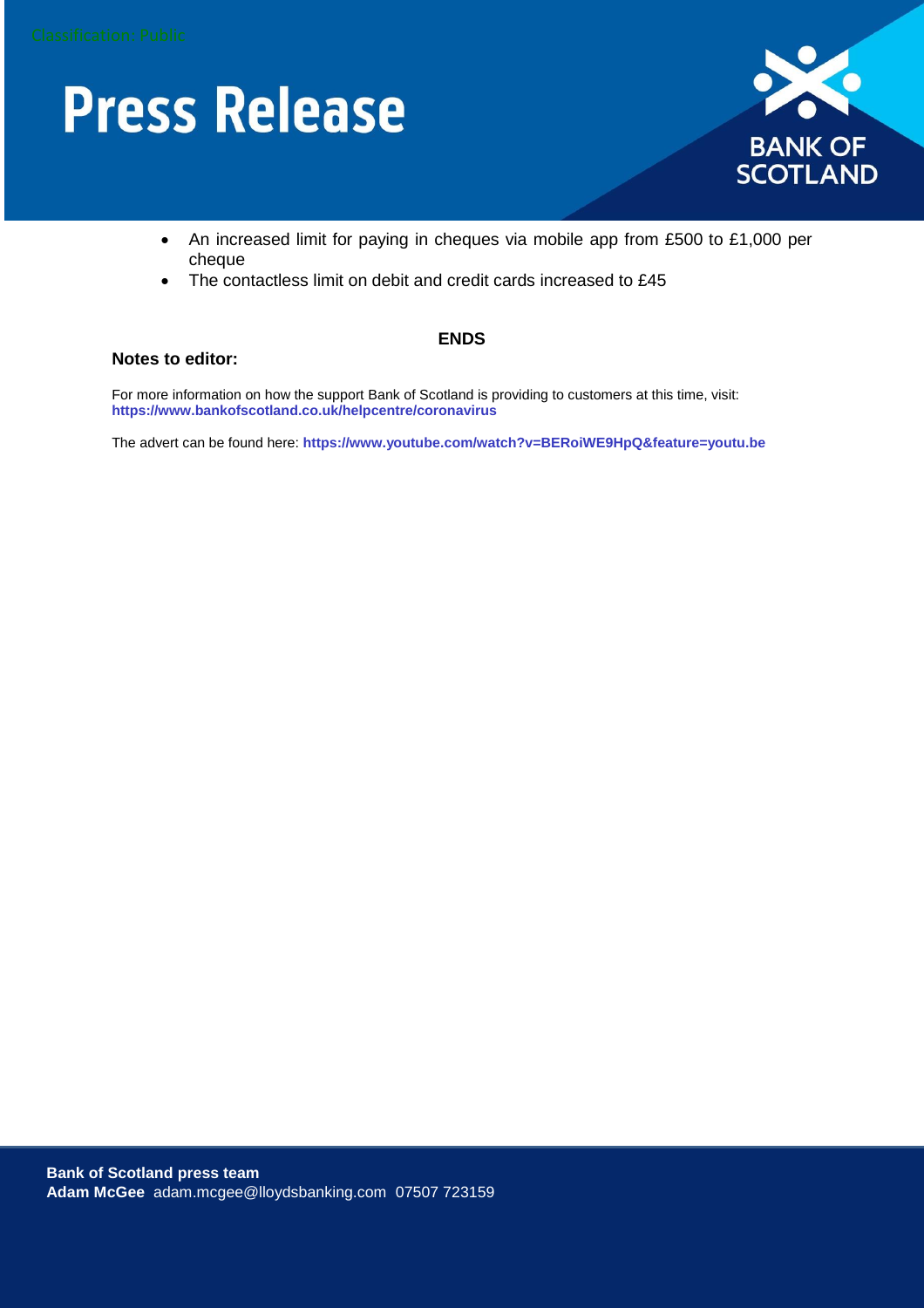- An increased limit for paying in cheques via mobile app from £500 to £1,000 per cheque
- The contactless limit on debit and credit cards increased to £45

**ENDS**

**Notes to editor:**

For more information on how the support Bank of Scotland is providing to customers at this time, visit: **https://www.bankofscotland.co.uk/helpcentre/coronavirus**

The advert can be found here: **https://www.youtube.com/watch?v=BERoiWE9HpQ&feature=youtu.be**

**Bank of Scotland press team**
**Adam McGee** adam.mcgee@lloydsbanking.com 07507 723159